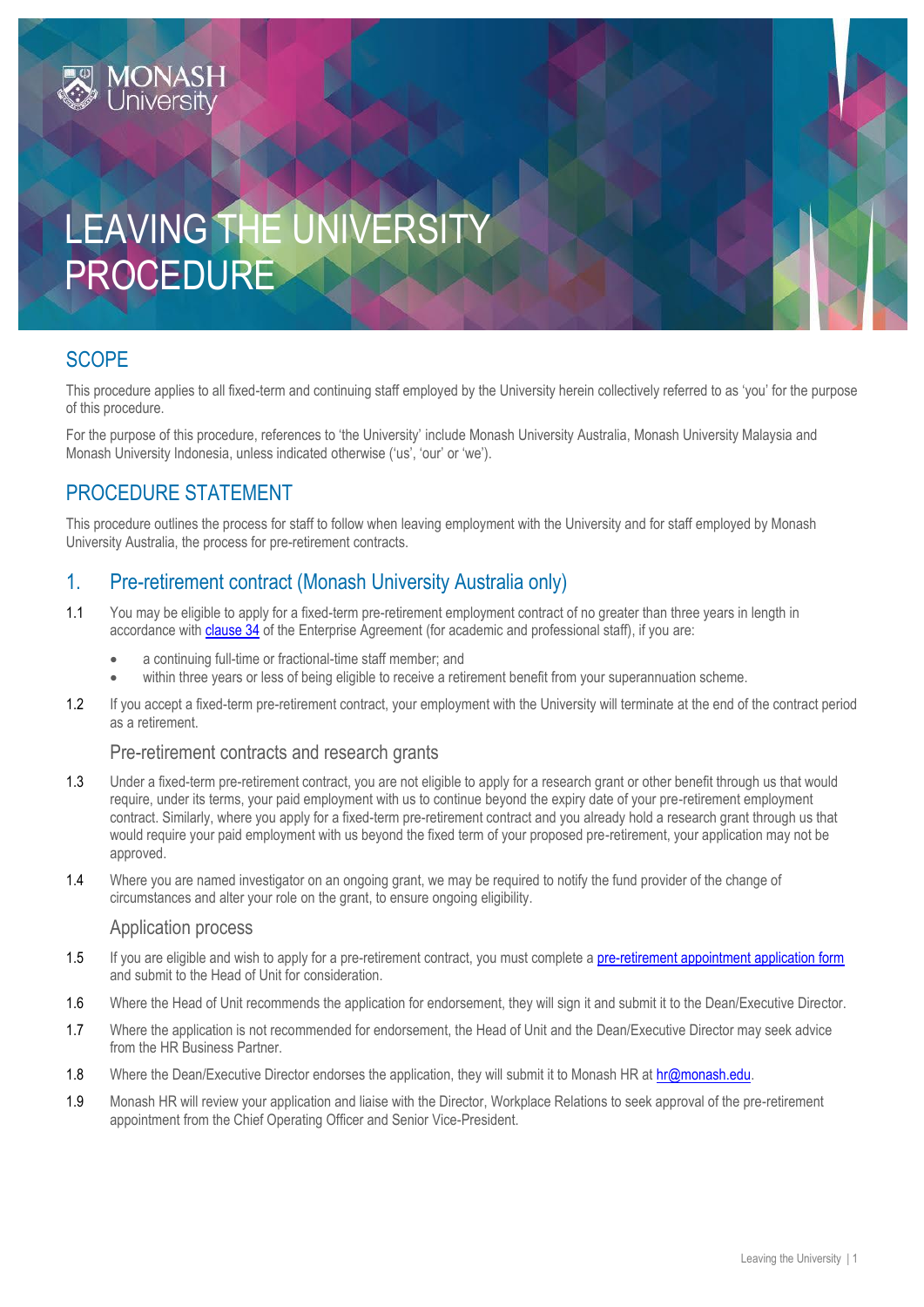# LEAVING THE UNIVERSITY PROCEDURE

## SCOPE

This procedure applies to all fixed-term and continuing staff employed by the University herein collectively referred to as 'you' for the purpose of this procedure.

For the purpose of this procedure, references to 'the University' include Monash University Australia, Monash University Malaysia and Monash University Indonesia, unless indicated otherwise ('us', 'our' or 'we').

## PROCEDURE STATEMENT

This procedure outlines the process for staff to follow when leaving employment with the University and for staff employed by Monash University Australia, the process for pre-retirement contracts.

## 1. Pre-retirement contract (Monash University Australia only)

1.1 You may be eligible to apply for a fixed-term pre-retirement employment contract of no greater than three years in length in accordance with clause 34 of the Enterprise Agreement (for academic and professional staff), if you are:

- a continuing full-time or fractional-time staff member; and
- within three years or less of being eligible to receive a retirement benefit from your superannuation scheme.

1.2 If you accept a fixed-term pre-retirement contract, your employment with the University will terminate at the end of the contract period as a retirement.

### Pre-retirement contracts and research grants

1.3 Under a fixed-term pre-retirement contract, you are not eligible to apply for a research grant or other benefit through us that would require, under its terms, your paid employment with us to continue beyond the expiry date of your pre-retirement employment contract. Similarly, where you apply for a fixed-term pre-retirement contract and you already hold a research grant through us that would require your paid employment with us beyond the fixed term of your proposed pre-retirement, your application may not be approved.

1.4 Where you are named investigator on an ongoing grant, we may be required to notify the fund provider of the change of circumstances and alter your role on the grant, to ensure ongoing eligibility.

### Application process

1.5 If you are eligible and wish to apply for a pre-retirement contract, you must complete a pre-retirement appointment application form and submit to the Head of Unit for consideration.

1.6 Where the Head of Unit recommends the application for endorsement, they will sign it and submit it to the Dean/Executive Director.

1.7 Where the application is not recommended for endorsement, the Head of Unit and the Dean/Executive Director may seek advice from the HR Business Partner.

1.8 Where the Dean/Executive Director endorses the application, they will submit it to Monash HR at hr@monash.edu.

1.9 Monash HR will review your application and liaise with the Director, Workplace Relations to seek approval of the pre-retirement appointment from the Chief Operating Officer and Senior Vice-President.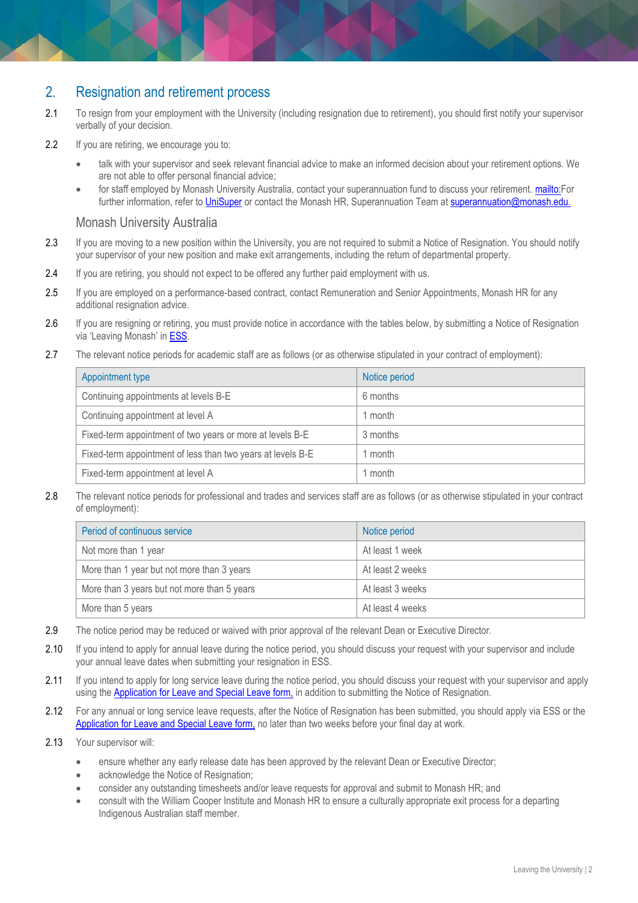## 2. Resignation and retirement process

2.1 To resign from your employment with the University (including resignation due to retirement), you should first notify your supervisor verbally of your decision.

2.2 If you are retiring, we encourage you to:

- talk with your supervisor and seek relevant financial advice to make an informed decision about your retirement options. We are not able to offer personal financial advice;
- for staff employed by Monash University Australia, contact your superannuation fund to discuss your retirement. mailto:For further information, refer to UniSuper or contact the Monash HR, Superannuation Team at superannuation@monash.edu.

### Monash University Australia

2.3 If you are moving to a new position within the University, you are not required to submit a Notice of Resignation. You should notify your supervisor of your new position and make exit arrangements, including the return of departmental property.

2.4 If you are retiring, you should not expect to be offered any further paid employment with us.

2.5 If you are employed on a performance-based contract, contact Remuneration and Senior Appointments, Monash HR for any additional resignation advice.

2.6 If you are resigning or retiring, you must provide notice in accordance with the tables below, by submitting a Notice of Resignation via 'Leaving Monash' in ESS.

2.7 The relevant notice periods for academic staff are as follows (or as otherwise stipulated in your contract of employment):

| Appointment type | Notice period |
|---|---|
| Continuing appointments at levels B-E | 6 months |
| Continuing appointment at level A | 1 month |
| Fixed-term appointment of two years or more at levels B-E | 3 months |
| Fixed-term appointment of less than two years at levels B-E | 1 month |
| Fixed-term appointment at level A | 1 month |

2.8 The relevant notice periods for professional and trades and services staff are as follows (or as otherwise stipulated in your contract of employment):

| Period of continuous service | Notice period |
|---|---|
| Not more than 1 year | At least 1 week |
| More than 1 year but not more than 3 years | At least 2 weeks |
| More than 3 years but not more than 5 years | At least 3 weeks |
| More than 5 years | At least 4 weeks |

2.9 The notice period may be reduced or waived with prior approval of the relevant Dean or Executive Director.

2.10 If you intend to apply for annual leave during the notice period, you should discuss your request with your supervisor and include your annual leave dates when submitting your resignation in ESS.

2.11 If you intend to apply for long service leave during the notice period, you should discuss your request with your supervisor and apply using the Application for Leave and Special Leave form, in addition to submitting the Notice of Resignation.

2.12 For any annual or long service leave requests, after the Notice of Resignation has been submitted, you should apply via ESS or the Application for Leave and Special Leave form, no later than two weeks before your final day at work.

2.13 Your supervisor will:

- ensure whether any early release date has been approved by the relevant Dean or Executive Director;
- acknowledge the Notice of Resignation;
- consider any outstanding timesheets and/or leave requests for approval and submit to Monash HR; and
- consult with the William Cooper Institute and Monash HR to ensure a culturally appropriate exit process for a departing Indigenous Australian staff member.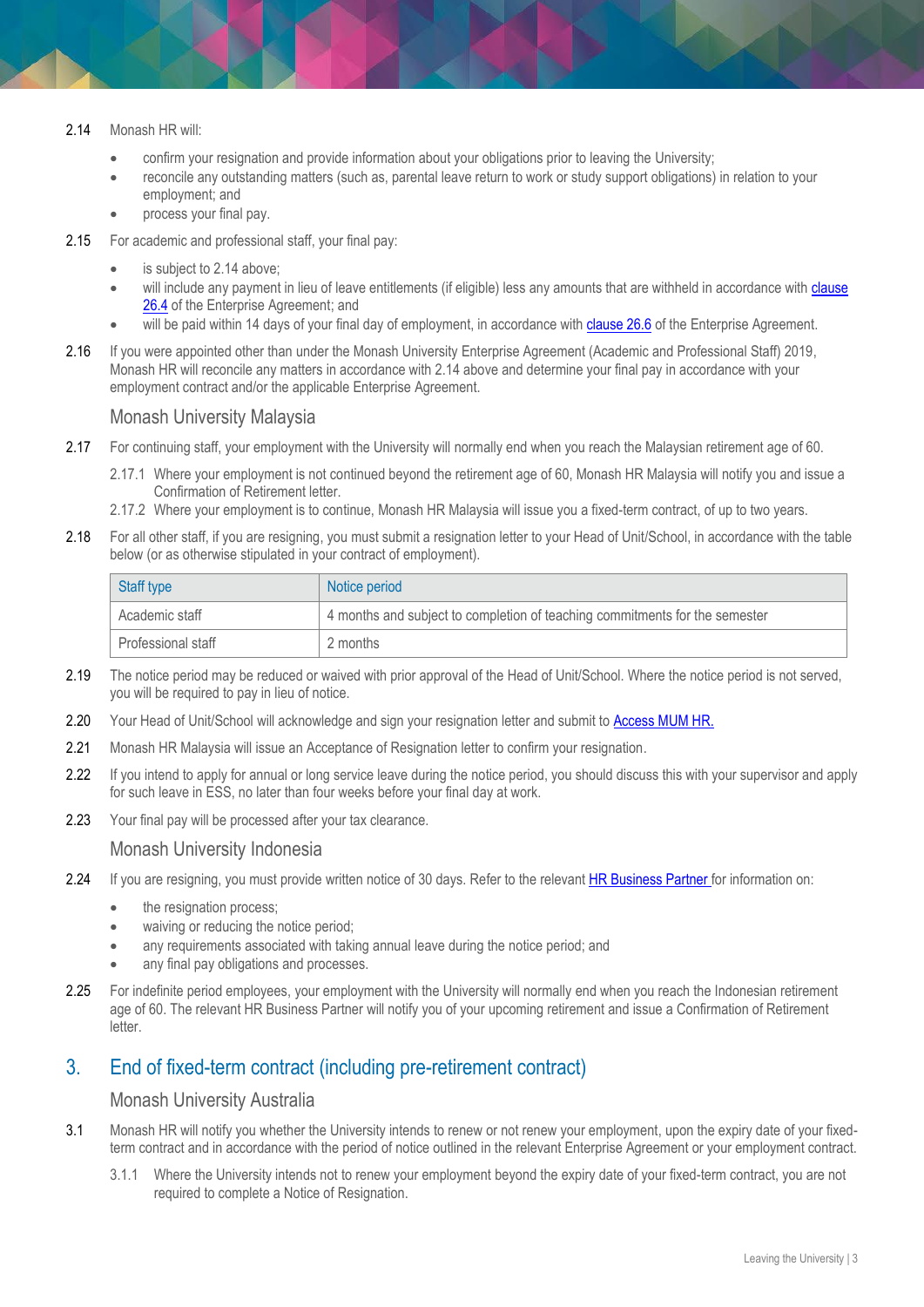2.14 Monash HR will:

- confirm your resignation and provide information about your obligations prior to leaving the University;
- reconcile any outstanding matters (such as, parental leave return to work or study support obligations) in relation to your employment; and
- process your final pay.

2.15 For academic and professional staff, your final pay:

- is subject to 2.14 above;
- will include any payment in lieu of leave entitlements (if eligible) less any amounts that are withheld in accordance with clause 26.4 of the Enterprise Agreement; and
- will be paid within 14 days of your final day of employment, in accordance with clause 26.6 of the Enterprise Agreement.

2.16 If you were appointed other than under the Monash University Enterprise Agreement (Academic and Professional Staff) 2019, Monash HR will reconcile any matters in accordance with 2.14 above and determine your final pay in accordance with your employment contract and/or the applicable Enterprise Agreement.

### Monash University Malaysia

2.17 For continuing staff, your employment with the University will normally end when you reach the Malaysian retirement age of 60.

2.17.1 Where your employment is not continued beyond the retirement age of 60, Monash HR Malaysia will notify you and issue a Confirmation of Retirement letter.

2.17.2 Where your employment is to continue, Monash HR Malaysia will issue you a fixed-term contract, of up to two years.

2.18 For all other staff, if you are resigning, you must submit a resignation letter to your Head of Unit/School, in accordance with the table below (or as otherwise stipulated in your contract of employment).

| Staff type | Notice period |
|---|---|
| Academic staff | 4 months and subject to completion of teaching commitments for the semester |
| Professional staff | 2 months |

2.19 The notice period may be reduced or waived with prior approval of the Head of Unit/School. Where the notice period is not served, you will be required to pay in lieu of notice.

2.20 Your Head of Unit/School will acknowledge and sign your resignation letter and submit to Access MUM HR.

2.21 Monash HR Malaysia will issue an Acceptance of Resignation letter to confirm your resignation.

2.22 If you intend to apply for annual or long service leave during the notice period, you should discuss this with your supervisor and apply for such leave in ESS, no later than four weeks before your final day at work.

2.23 Your final pay will be processed after your tax clearance.

### Monash University Indonesia

2.24 If you are resigning, you must provide written notice of 30 days. Refer to the relevant HR Business Partner for information on:

- the resignation process;
- waiving or reducing the notice period;
- any requirements associated with taking annual leave during the notice period; and
- any final pay obligations and processes.

2.25 For indefinite period employees, your employment with the University will normally end when you reach the Indonesian retirement age of 60. The relevant HR Business Partner will notify you of your upcoming retirement and issue a Confirmation of Retirement letter.

## 3. End of fixed-term contract (including pre-retirement contract)

### Monash University Australia

3.1 Monash HR will notify you whether the University intends to renew or not renew your employment, upon the expiry date of your fixed-term contract and in accordance with the period of notice outlined in the relevant Enterprise Agreement or your employment contract.

3.1.1 Where the University intends not to renew your employment beyond the expiry date of your fixed-term contract, you are not required to complete a Notice of Resignation.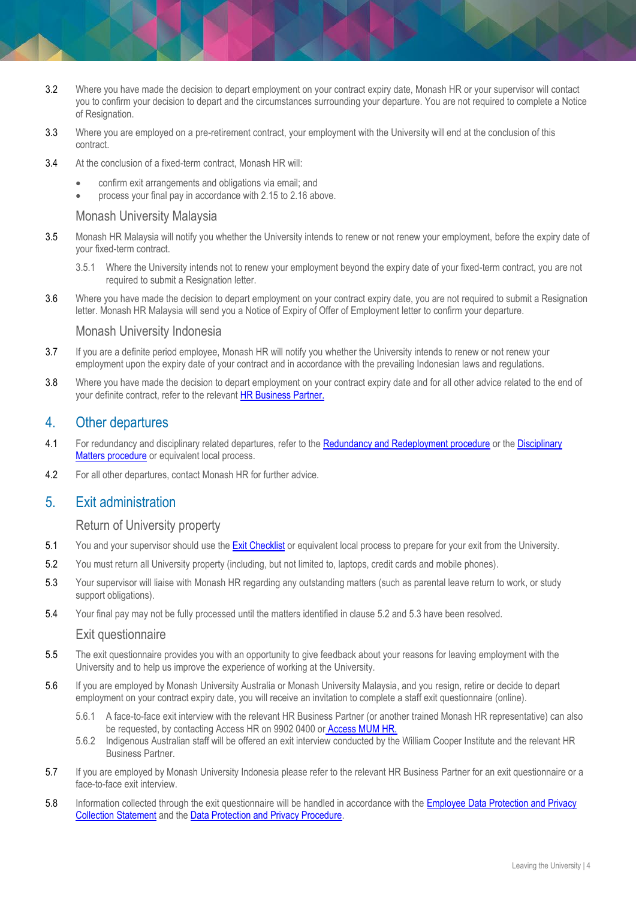3.2 Where you have made the decision to depart employment on your contract expiry date, Monash HR or your supervisor will contact you to confirm your decision to depart and the circumstances surrounding your departure. You are not required to complete a Notice of Resignation.

3.3 Where you are employed on a pre-retirement contract, your employment with the University will end at the conclusion of this contract.

3.4 At the conclusion of a fixed-term contract, Monash HR will:

- confirm exit arrangements and obligations via email; and
- process your final pay in accordance with 2.15 to 2.16 above.

### Monash University Malaysia

3.5 Monash HR Malaysia will notify you whether the University intends to renew or not renew your employment, before the expiry date of your fixed-term contract.

3.5.1 Where the University intends not to renew your employment beyond the expiry date of your fixed-term contract, you are not required to submit a Resignation letter.

3.6 Where you have made the decision to depart employment on your contract expiry date, you are not required to submit a Resignation letter. Monash HR Malaysia will send you a Notice of Expiry of Offer of Employment letter to confirm your departure.

### Monash University Indonesia

3.7 If you are a definite period employee, Monash HR will notify you whether the University intends to renew or not renew your employment upon the expiry date of your contract and in accordance with the prevailing Indonesian laws and regulations.

3.8 Where you have made the decision to depart employment on your contract expiry date and for all other advice related to the end of your definite contract, refer to the relevant HR Business Partner.

## 4. Other departures

4.1 For redundancy and disciplinary related departures, refer to the Redundancy and Redeployment procedure or the Disciplinary Matters procedure or equivalent local process.

4.2 For all other departures, contact Monash HR for further advice.

## 5. Exit administration

### Return of University property

5.1 You and your supervisor should use the Exit Checklist or equivalent local process to prepare for your exit from the University.

5.2 You must return all University property (including, but not limited to, laptops, credit cards and mobile phones).

5.3 Your supervisor will liaise with Monash HR regarding any outstanding matters (such as parental leave return to work, or study support obligations).

5.4 Your final pay may not be fully processed until the matters identified in clause 5.2 and 5.3 have been resolved.

### Exit questionnaire

5.5 The exit questionnaire provides you with an opportunity to give feedback about your reasons for leaving employment with the University and to help us improve the experience of working at the University.

5.6 If you are employed by Monash University Australia or Monash University Malaysia, and you resign, retire or decide to depart employment on your contract expiry date, you will receive an invitation to complete a staff exit questionnaire (online).

5.6.1 A face-to-face exit interview with the relevant HR Business Partner (or another trained Monash HR representative) can also be requested, by contacting Access HR on 9902 0400 or Access MUM HR.

5.6.2 Indigenous Australian staff will be offered an exit interview conducted by the William Cooper Institute and the relevant HR Business Partner.

5.7 If you are employed by Monash University Indonesia please refer to the relevant HR Business Partner for an exit questionnaire or a face-to-face exit interview.

5.8 Information collected through the exit questionnaire will be handled in accordance with the Employee Data Protection and Privacy Collection Statement and the Data Protection and Privacy Procedure.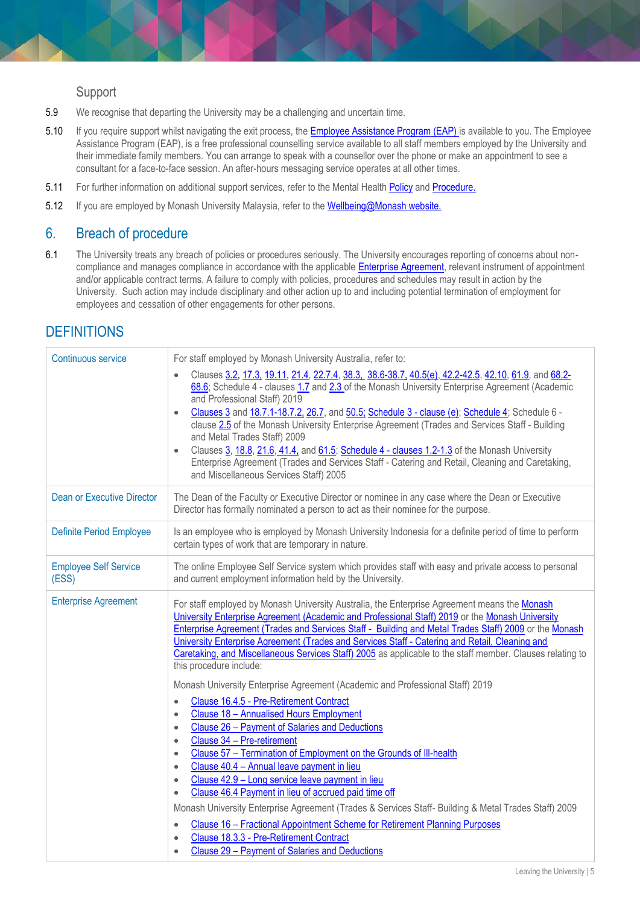### Support

5.9 We recognise that departing the University may be a challenging and uncertain time.

5.10 If you require support whilst navigating the exit process, the Employee Assistance Program (EAP) is available to you. The Employee Assistance Program (EAP), is a free professional counselling service available to all staff members employed by the University and their immediate family members. You can arrange to speak with a counsellor over the phone or make an appointment to see a consultant for a face-to-face session. An after-hours messaging service operates at all other times.

5.11 For further information on additional support services, refer to the Mental Health Policy and Procedure.

5.12 If you are employed by Monash University Malaysia, refer to the Wellbeing@Monash website.

## 6. Breach of procedure

6.1 The University treats any breach of policies or procedures seriously. The University encourages reporting of concerns about non-compliance and manages compliance in accordance with the applicable Enterprise Agreement, relevant instrument of appointment and/or applicable contract terms. A failure to comply with policies, procedures and schedules may result in action by the University. Such action may include disciplinary and other action up to and including potential termination of employment for employees and cessation of other engagements for other persons.

## DEFINITIONS

| | |
|---|---|
| Continuous service | For staff employed by Monash University Australia, refer to:<br>• Clauses 3.2, 17.3, 19.11, 21.4, 22.7.4, 38.3, 38.6-38.7, 40.5(e), 42.2-42.5, 42.10, 61.9, and 68.2-68.6; Schedule 4 - clauses 1.7 and 2.3 of the Monash University Enterprise Agreement (Academic and Professional Staff) 2019<br>• Clauses 3 and 18.7.1-18.7.2, 26.7, and 50.5; Schedule 3 - clause (e); Schedule 4; Schedule 6 - clause 2.5 of the Monash University Enterprise Agreement (Trades and Services Staff - Building and Metal Trades Staff) 2009<br>• Clauses 3, 18.8, 21.6, 41.4, and 61.5; Schedule 4 - clauses 1.2-1.3 of the Monash University Enterprise Agreement (Trades and Services Staff - Catering and Retail, Cleaning and Caretaking, and Miscellaneous Services Staff) 2005 |
| Dean or Executive Director | The Dean of the Faculty or Executive Director or nominee in any case where the Dean or Executive Director has formally nominated a person to act as their nominee for the purpose. |
| Definite Period Employee | Is an employee who is employed by Monash University Indonesia for a definite period of time to perform certain types of work that are temporary in nature. |
| Employee Self Service (ESS) | The online Employee Self Service system which provides staff with easy and private access to personal and current employment information held by the University. |
| Enterprise Agreement | For staff employed by Monash University Australia, the Enterprise Agreement means the Monash University Enterprise Agreement (Academic and Professional Staff) 2019 or the Monash University Enterprise Agreement (Trades and Services Staff - Building and Metal Trades Staff) 2009 or the Monash University Enterprise Agreement (Trades and Services Staff - Catering and Retail, Cleaning and Caretaking, and Miscellaneous Services Staff) 2005 as applicable to the staff member. Clauses relating to this procedure include:<br><br>Monash University Enterprise Agreement (Academic and Professional Staff) 2019<br>• Clause 16.4.5 - Pre-Retirement Contract<br>• Clause 18 – Annualised Hours Employment<br>• Clause 26 – Payment of Salaries and Deductions<br>• Clause 34 – Pre-retirement<br>• Clause 57 – Termination of Employment on the Grounds of Ill-health<br>• Clause 40.4 – Annual leave payment in lieu<br>• Clause 42.9 – Long service leave payment in lieu<br>• Clause 46.4 Payment in lieu of accrued paid time off<br><br>Monash University Enterprise Agreement (Trades & Services Staff- Building & Metal Trades Staff) 2009<br>• Clause 16 – Fractional Appointment Scheme for Retirement Planning Purposes<br>• Clause 18.3.3 - Pre-Retirement Contract<br>• Clause 29 – Payment of Salaries and Deductions |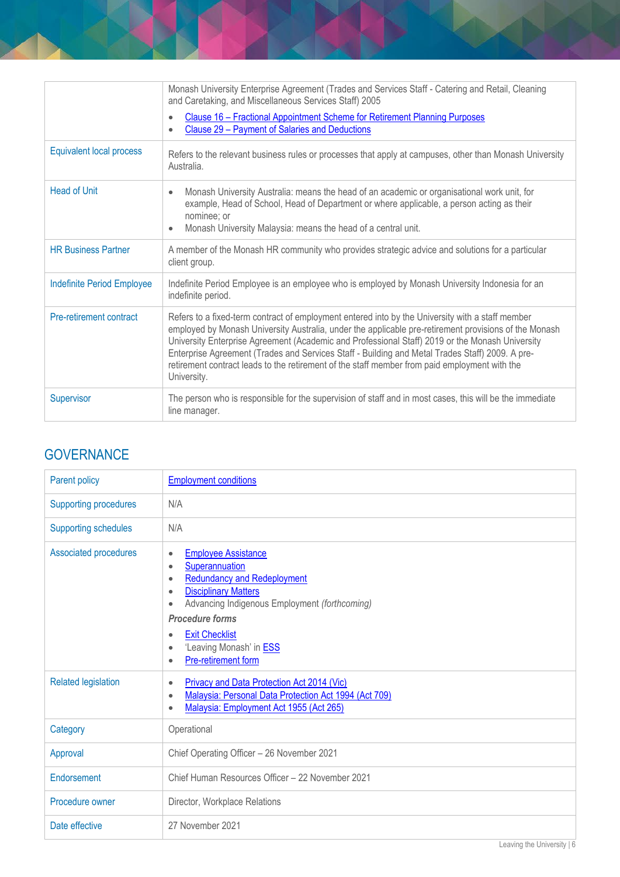| | |
|---|---|
| | Monash University Enterprise Agreement (Trades and Services Staff - Catering and Retail, Cleaning and Caretaking, and Miscellaneous Services Staff) 2005<br>• Clause 16 – Fractional Appointment Scheme for Retirement Planning Purposes<br>• Clause 29 – Payment of Salaries and Deductions |
| Equivalent local process | Refers to the relevant business rules or processes that apply at campuses, other than Monash University Australia. |
| Head of Unit | • Monash University Australia: means the head of an academic or organisational work unit, for example, Head of School, Head of Department or where applicable, a person acting as their nominee; or<br>• Monash University Malaysia: means the head of a central unit. |
| HR Business Partner | A member of the Monash HR community who provides strategic advice and solutions for a particular client group. |
| Indefinite Period Employee | Indefinite Period Employee is an employee who is employed by Monash University Indonesia for an indefinite period. |
| Pre-retirement contract | Refers to a fixed-term contract of employment entered into by the University with a staff member employed by Monash University Australia, under the applicable pre-retirement provisions of the Monash University Enterprise Agreement (Academic and Professional Staff) 2019 or the Monash University Enterprise Agreement (Trades and Services Staff - Building and Metal Trades Staff) 2009. A pre-retirement contract leads to the retirement of the staff member from paid employment with the University. |
| Supervisor | The person who is responsible for the supervision of staff and in most cases, this will be the immediate line manager. |

## GOVERNANCE

| | |
|---|---|
| Parent policy | Employment conditions |
| Supporting procedures | N/A |
| Supporting schedules | N/A |
| Associated procedures | • Employee Assistance<br>• Superannuation<br>• Redundancy and Redeployment<br>• Disciplinary Matters<br>• Advancing Indigenous Employment *(forthcoming)*<br>***Procedure forms***<br>• Exit Checklist<br>• 'Leaving Monash' in ESS<br>• Pre-retirement form |
| Related legislation | • Privacy and Data Protection Act 2014 (Vic)<br>• Malaysia: Personal Data Protection Act 1994 (Act 709)<br>• Malaysia: Employment Act 1955 (Act 265) |
| Category | Operational |
| Approval | Chief Operating Officer – 26 November 2021 |
| Endorsement | Chief Human Resources Officer – 22 November 2021 |
| Procedure owner | Director, Workplace Relations |
| Date effective | 27 November 2021 |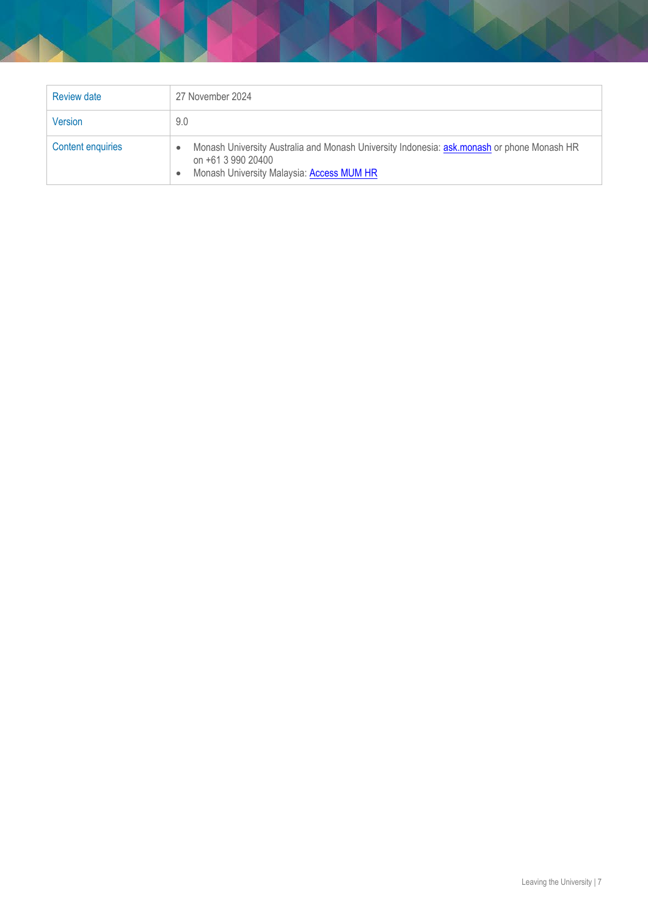| | |
|---|---|
| Review date | 27 November 2024 |
| Version | 9.0 |
| Content enquiries | • Monash University Australia and Monash University Indonesia: ask.monash or phone Monash HR on +61 3 990 20400<br>• Monash University Malaysia: Access MUM HR |